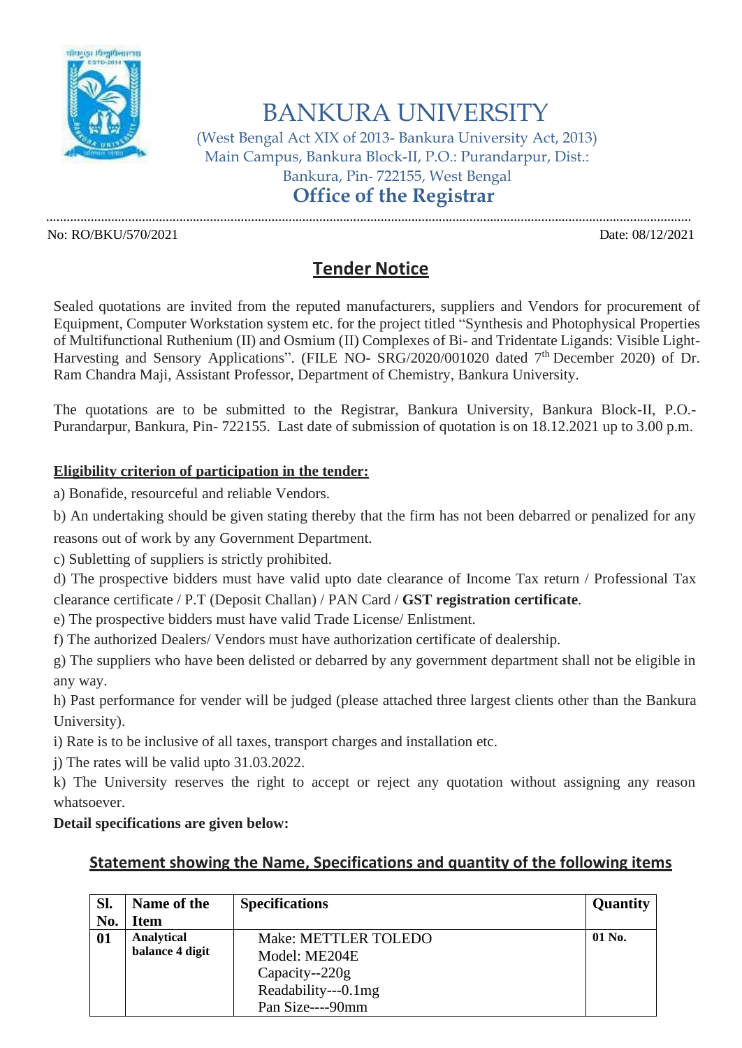# BANKURA UNIVERSITY

(West Bengal Act XIX of 2013- Bankura University Act, 2013)
Main Campus, Bankura Block-II, P.O.: Purandarpur, Dist.: Bankura, Pin- 722155, West Bengal

## Office of the Registrar

No: RO/BKU/570/2021

Date: 08/12/2021

## Tender Notice

Sealed quotations are invited from the reputed manufacturers, suppliers and Vendors for procurement of Equipment, Computer Workstation system etc. for the project titled "Synthesis and Photophysical Properties of Multifunctional Ruthenium (II) and Osmium (II) Complexes of Bi- and Tridentate Ligands: Visible Light-Harvesting and Sensory Applications". (FILE NO- SRG/2020/001020 dated 7th December 2020) of Dr. Ram Chandra Maji, Assistant Professor, Department of Chemistry, Bankura University.

The quotations are to be submitted to the Registrar, Bankura University, Bankura Block-II, P.O.- Purandarpur, Bankura, Pin- 722155. Last date of submission of quotation is on 18.12.2021 up to 3.00 p.m.

**Eligibility criterion of participation in the tender:**

a) Bonafide, resourceful and reliable Vendors.

b) An undertaking should be given stating thereby that the firm has not been debarred or penalized for any reasons out of work by any Government Department.

c) Subletting of suppliers is strictly prohibited.

d) The prospective bidders must have valid upto date clearance of Income Tax return / Professional Tax clearance certificate / P.T (Deposit Challan) / PAN Card / **GST registration certificate**.

e) The prospective bidders must have valid Trade License/ Enlistment.

f) The authorized Dealers/ Vendors must have authorization certificate of dealership.

g) The suppliers who have been delisted or debarred by any government department shall not be eligible in any way.

h) Past performance for vender will be judged (please attached three largest clients other than the Bankura University).

i) Rate is to be inclusive of all taxes, transport charges and installation etc.

j) The rates will be valid upto 31.03.2022.

k) The University reserves the right to accept or reject any quotation without assigning any reason whatsoever.

**Detail specifications are given below:**

## Statement showing the Name, Specifications and quantity of the following items

| Sl. No. | Name of the Item | Specifications | Quantity |
|---|---|---|---|
| 01 | Analytical balance 4 digit | Make: METTLER TOLEDO<br>Model: ME204E<br>Capacity--220g<br>Readability---0.1mg<br>Pan Size----90mm | 01 No. |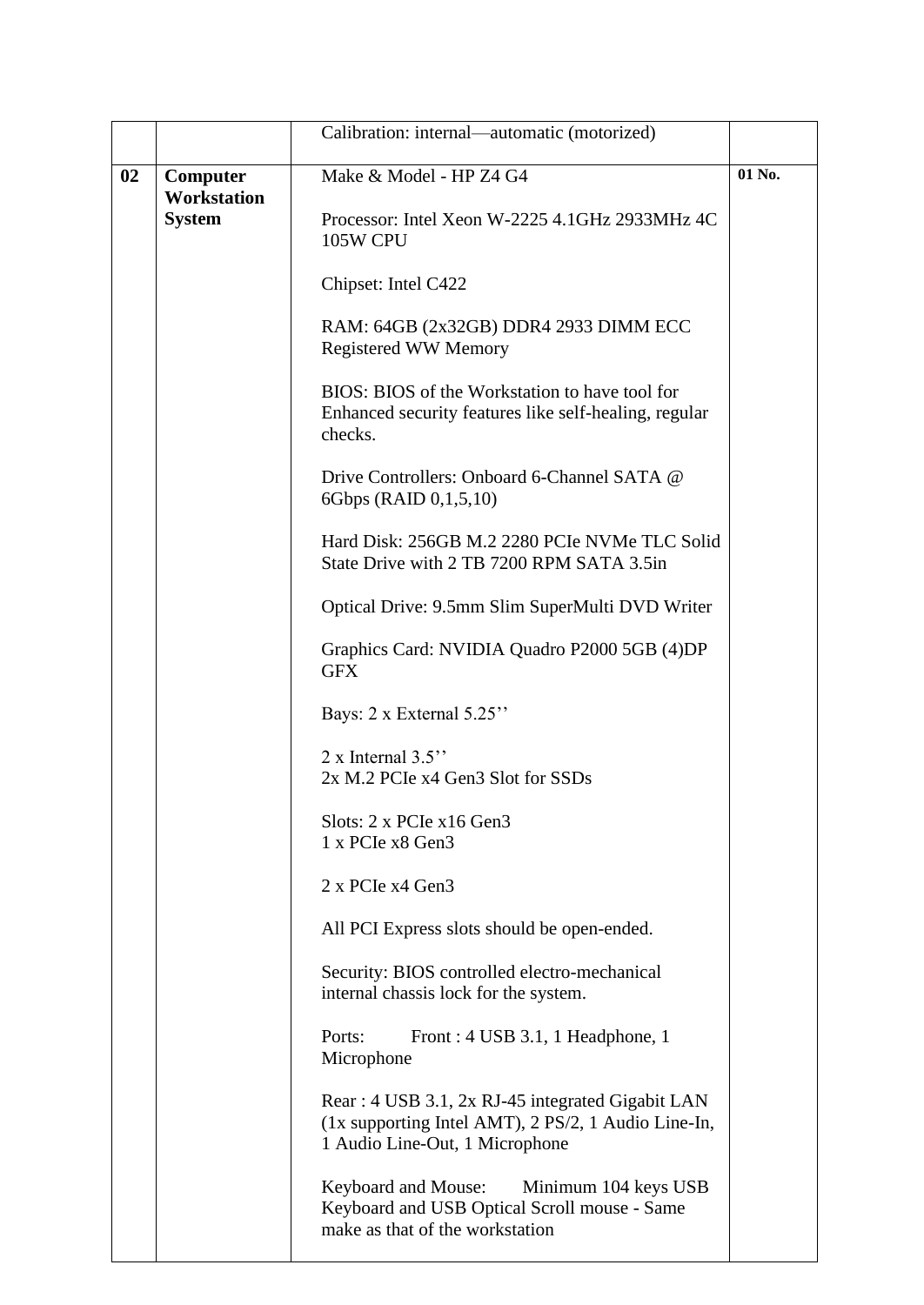| | | | |
|---|---|---|---|
| | | Calibration: internal—automatic (motorized) | |
| **02** | **Computer Workstation System** | Make & Model - HP Z4 G4<br><br>Processor: Intel Xeon W-2225 4.1GHz 2933MHz 4C 105W CPU<br><br>Chipset: Intel C422<br><br>RAM: 64GB (2x32GB) DDR4 2933 DIMM ECC Registered WW Memory<br><br>BIOS: BIOS of the Workstation to have tool for Enhanced security features like self-healing, regular checks.<br><br>Drive Controllers: Onboard 6-Channel SATA @ 6Gbps (RAID 0,1,5,10)<br><br>Hard Disk: 256GB M.2 2280 PCIe NVMe TLC Solid State Drive with 2 TB 7200 RPM SATA 3.5in<br><br>Optical Drive: 9.5mm Slim SuperMulti DVD Writer<br><br>Graphics Card: NVIDIA Quadro P2000 5GB (4)DP GFX<br><br>Bays: 2 x External 5.25''<br><br>2 x Internal 3.5''<br>2x M.2 PCIe x4 Gen3 Slot for SSDs<br><br>Slots: 2 x PCIe x16 Gen3<br>1 x PCIe x8 Gen3<br><br>2 x PCIe x4 Gen3<br><br>All PCI Express slots should be open-ended.<br><br>Security: BIOS controlled electro-mechanical internal chassis lock for the system.<br><br>Ports: Front : 4 USB 3.1, 1 Headphone, 1 Microphone<br><br>Rear : 4 USB 3.1, 2x RJ-45 integrated Gigabit LAN (1x supporting Intel AMT), 2 PS/2, 1 Audio Line-In, 1 Audio Line-Out, 1 Microphone<br><br>Keyboard and Mouse: Minimum 104 keys USB Keyboard and USB Optical Scroll mouse - Same make as that of the workstation | **01 No.** |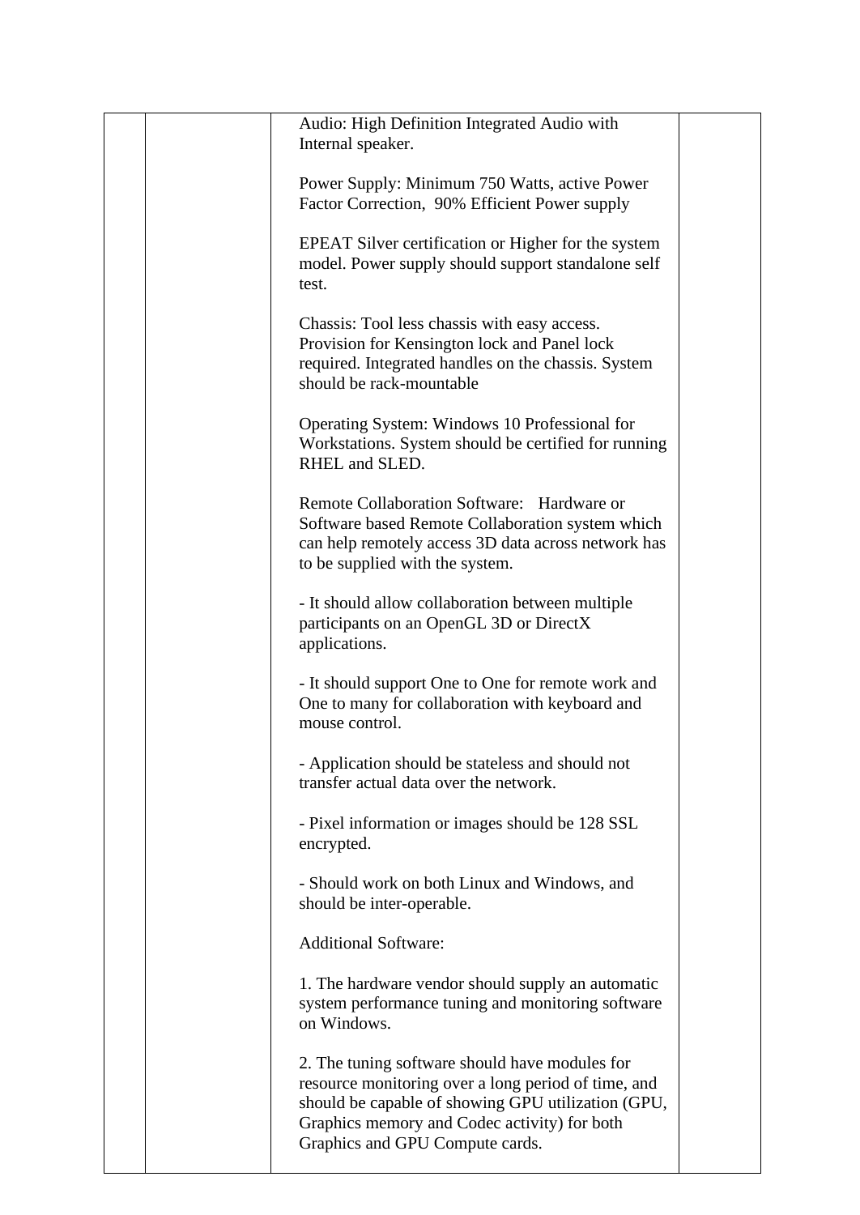| | | | |
|---|---|---|---|
| | | Audio: High Definition Integrated Audio with Internal speaker.<br><br>Power Supply: Minimum 750 Watts, active Power Factor Correction, 90% Efficient Power supply<br><br>EPEAT Silver certification or Higher for the system model. Power supply should support standalone self test.<br><br>Chassis: Tool less chassis with easy access. Provision for Kensington lock and Panel lock required. Integrated handles on the chassis. System should be rack-mountable<br><br>Operating System: Windows 10 Professional for Workstations. System should be certified for running RHEL and SLED.<br><br>Remote Collaboration Software: Hardware or Software based Remote Collaboration system which can help remotely access 3D data across network has to be supplied with the system.<br><br>- It should allow collaboration between multiple participants on an OpenGL 3D or DirectX applications.<br><br>- It should support One to One for remote work and One to many for collaboration with keyboard and mouse control.<br><br>- Application should be stateless and should not transfer actual data over the network.<br><br>- Pixel information or images should be 128 SSL encrypted.<br><br>- Should work on both Linux and Windows, and should be inter-operable.<br><br>Additional Software:<br><br>1. The hardware vendor should supply an automatic system performance tuning and monitoring software on Windows.<br><br>2. The tuning software should have modules for resource monitoring over a long period of time, and should be capable of showing GPU utilization (GPU, Graphics memory and Codec activity) for both Graphics and GPU Compute cards. | |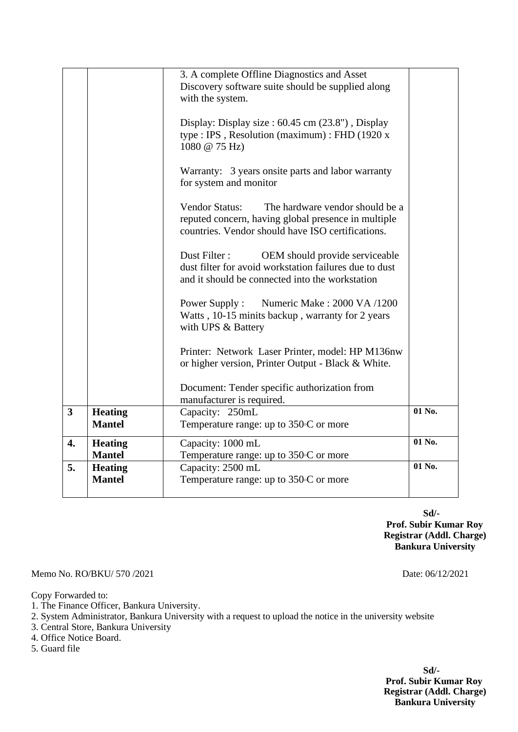| | | | |
|---|---|---|---|
| | | 3. A complete Offline Diagnostics and Asset Discovery software suite should be supplied along with the system.<br><br>Display: Display size : 60.45 cm (23.8") , Display type : IPS , Resolution (maximum) : FHD (1920 x 1080 @ 75 Hz)<br><br>Warranty: 3 years onsite parts and labor warranty for system and monitor<br><br>Vendor Status: The hardware vendor should be a reputed concern, having global presence in multiple countries. Vendor should have ISO certifications.<br><br>Dust Filter : OEM should provide serviceable dust filter for avoid workstation failures due to dust and it should be connected into the workstation<br><br>Power Supply : Numeric Make : 2000 VA /1200 Watts , 10-15 minits backup , warranty for 2 years with UPS & Battery<br><br>Printer: Network Laser Printer, model: HP M136nw or higher version, Printer Output - Black & White.<br><br>Document: Tender specific authorization from manufacturer is required. | |
| **3** | **Heating Mantel** | Capacity: 250mL<br>Temperature range: up to 350°C or more | **01 No.** |
| **4.** | **Heating Mantel** | Capacity: 1000 mL<br>Temperature range: up to 350°C or more | **01 No.** |
| **5.** | **Heating Mantel** | Capacity: 2500 mL<br>Temperature range: up to 350°C or more | **01 No.** |

**Sd/-**
**Prof. Subir Kumar Roy**
**Registrar (Addl. Charge)**
**Bankura University**

Memo No. RO/BKU/ 570 /2021 Date: 06/12/2021

Copy Forwarded to:
1. The Finance Officer, Bankura University.
2. System Administrator, Bankura University with a request to upload the notice in the university website
3. Central Store, Bankura University
4. Office Notice Board.
5. Guard file

**Sd/-**
**Prof. Subir Kumar Roy**
**Registrar (Addl. Charge)**
**Bankura University**